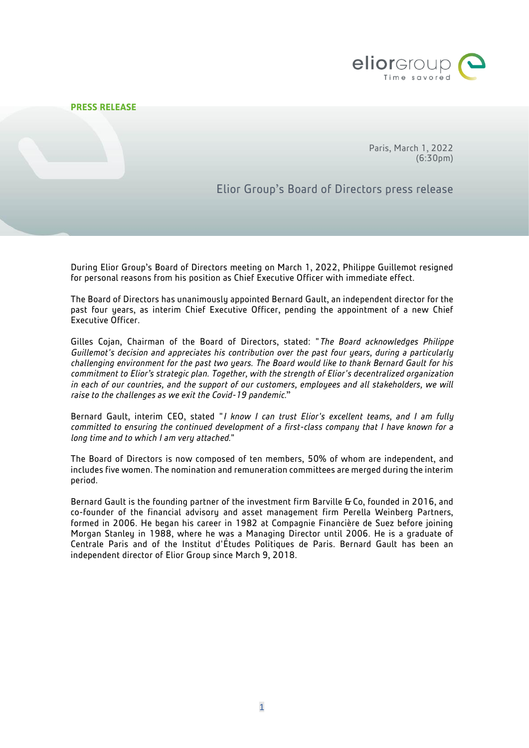**PRESS RELEASE**

Paris, March 1, 2022
(6:30pm)

# Elior Group's Board of Directors press release

During Elior Group's Board of Directors meeting on March 1, 2022, Philippe Guillemot resigned for personal reasons from his position as Chief Executive Officer with immediate effect.

The Board of Directors has unanimously appointed Bernard Gault, an independent director for the past four years, as interim Chief Executive Officer, pending the appointment of a new Chief Executive Officer.

Gilles Cojan, Chairman of the Board of Directors, stated: "*The Board acknowledges Philippe Guillemot's decision and appreciates his contribution over the past four years, during a particularly challenging environment for the past two years. The Board would like to thank Bernard Gault for his commitment to Elior's strategic plan. Together, with the strength of Elior's decentralized organization in each of our countries, and the support of our customers, employees and all stakeholders, we will raise to the challenges as we exit the Covid-19 pandemic.*"

Bernard Gault, interim CEO, stated "*I know I can trust Elior's excellent teams, and I am fully committed to ensuring the continued development of a first-class company that I have known for a long time and to which I am very attached.*"

The Board of Directors is now composed of ten members, 50% of whom are independent, and includes five women. The nomination and remuneration committees are merged during the interim period.

Bernard Gault is the founding partner of the investment firm Barville & Co, founded in 2016, and co-founder of the financial advisory and asset management firm Perella Weinberg Partners, formed in 2006. He began his career in 1982 at Compagnie Financière de Suez before joining Morgan Stanley in 1988, where he was a Managing Director until 2006. He is a graduate of Centrale Paris and of the Institut d'Études Politiques de Paris. Bernard Gault has been an independent director of Elior Group since March 9, 2018.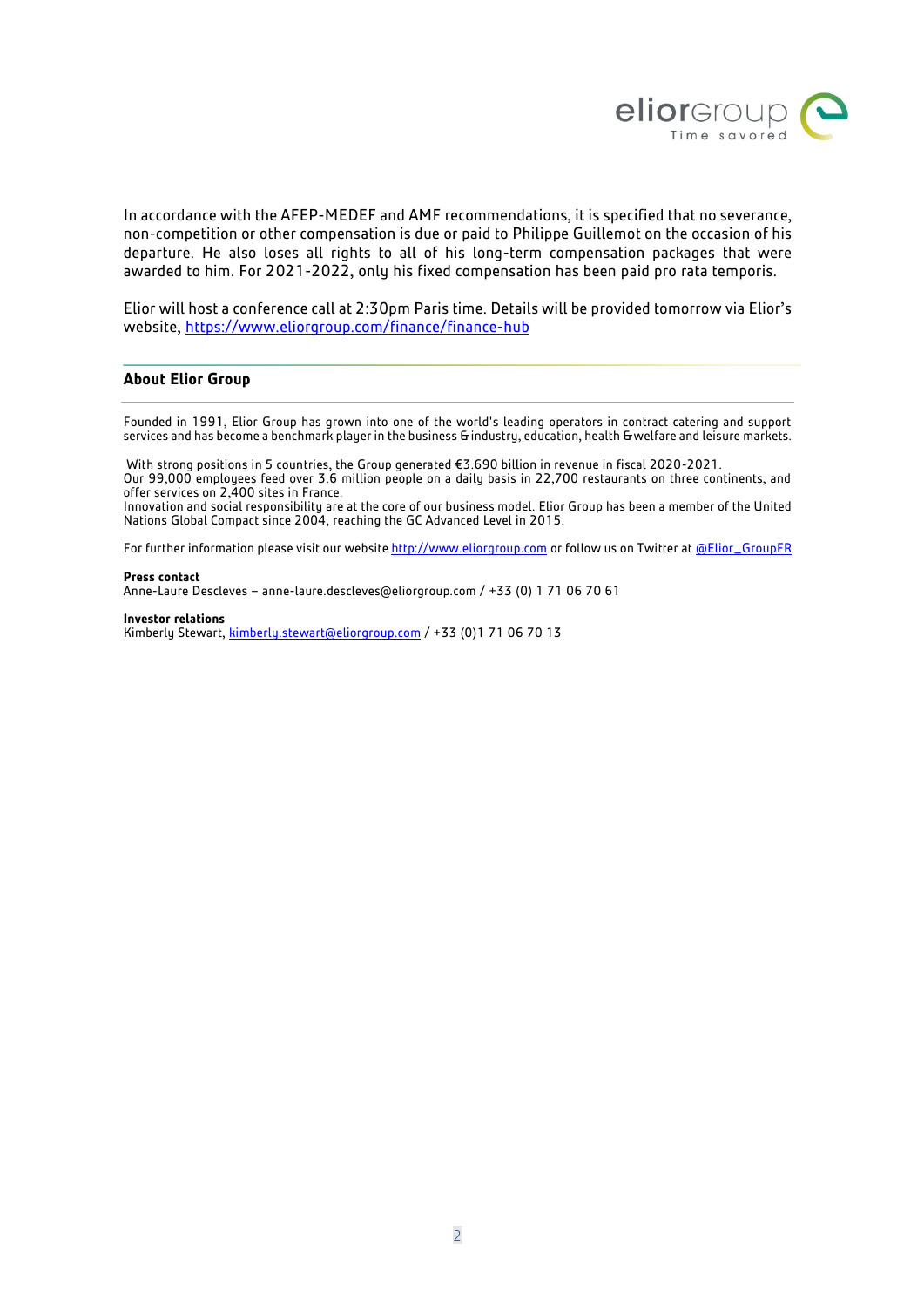In accordance with the AFEP-MEDEF and AMF recommendations, it is specified that no severance, non-competition or other compensation is due or paid to Philippe Guillemot on the occasion of his departure. He also loses all rights to all of his long-term compensation packages that were awarded to him. For 2021-2022, only his fixed compensation has been paid pro rata temporis.

Elior will host a conference call at 2:30pm Paris time. Details will be provided tomorrow via Elior's website, https://www.eliorgroup.com/finance/finance-hub

## About Elior Group

Founded in 1991, Elior Group has grown into one of the world's leading operators in contract catering and support services and has become a benchmark player in the business & industry, education, health & welfare and leisure markets.

With strong positions in 5 countries, the Group generated €3.690 billion in revenue in fiscal 2020-2021.
Our 99,000 employees feed over 3.6 million people on a daily basis in 22,700 restaurants on three continents, and offer services on 2,400 sites in France.
Innovation and social responsibility are at the core of our business model. Elior Group has been a member of the United Nations Global Compact since 2004, reaching the GC Advanced Level in 2015.

For further information please visit our website http://www.eliorgroup.com or follow us on Twitter at @Elior_GroupFR

**Press contact**
Anne-Laure Descleves – anne-laure.descleves@eliorgroup.com / +33 (0) 1 71 06 70 61

**Investor relations**
Kimberly Stewart, kimberly.stewart@eliorgroup.com / +33 (0)1 71 06 70 13